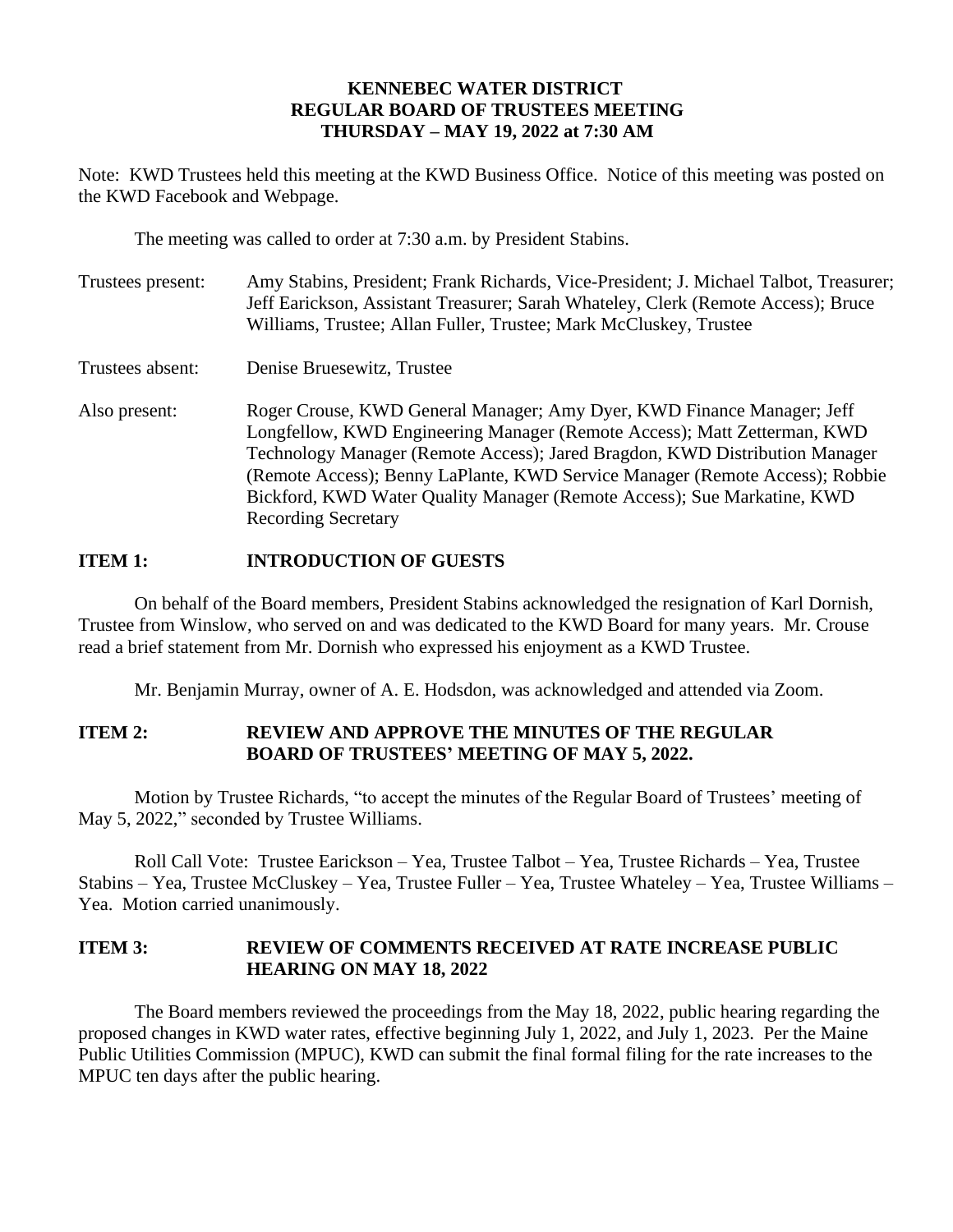**KENNEBEC WATER DISTRICT**
**REGULAR BOARD OF TRUSTEES MEETING**
**THURSDAY – MAY 19, 2022 at 7:30 AM**

Note: KWD Trustees held this meeting at the KWD Business Office. Notice of this meeting was posted on the KWD Facebook and Webpage.

The meeting was called to order at 7:30 a.m. by President Stabins.

Trustees present: Amy Stabins, President; Frank Richards, Vice-President; J. Michael Talbot, Treasurer; Jeff Earickson, Assistant Treasurer; Sarah Whateley, Clerk (Remote Access); Bruce Williams, Trustee; Allan Fuller, Trustee; Mark McCluskey, Trustee

Trustees absent: Denise Bruesewitz, Trustee

Also present: Roger Crouse, KWD General Manager; Amy Dyer, KWD Finance Manager; Jeff Longfellow, KWD Engineering Manager (Remote Access); Matt Zetterman, KWD Technology Manager (Remote Access); Jared Bragdon, KWD Distribution Manager (Remote Access); Benny LaPlante, KWD Service Manager (Remote Access); Robbie Bickford, KWD Water Quality Manager (Remote Access); Sue Markatine, KWD Recording Secretary

## ITEM 1: INTRODUCTION OF GUESTS

On behalf of the Board members, President Stabins acknowledged the resignation of Karl Dornish, Trustee from Winslow, who served on and was dedicated to the KWD Board for many years. Mr. Crouse read a brief statement from Mr. Dornish who expressed his enjoyment as a KWD Trustee.

Mr. Benjamin Murray, owner of A. E. Hodsdon, was acknowledged and attended via Zoom.

## ITEM 2: REVIEW AND APPROVE THE MINUTES OF THE REGULAR BOARD OF TRUSTEES' MEETING OF MAY 5, 2022.

Motion by Trustee Richards, "to accept the minutes of the Regular Board of Trustees' meeting of May 5, 2022," seconded by Trustee Williams.

Roll Call Vote: Trustee Earickson – Yea, Trustee Talbot – Yea, Trustee Richards – Yea, Trustee Stabins – Yea, Trustee McCluskey – Yea, Trustee Fuller – Yea, Trustee Whateley – Yea, Trustee Williams – Yea. Motion carried unanimously.

## ITEM 3: REVIEW OF COMMENTS RECEIVED AT RATE INCREASE PUBLIC HEARING ON MAY 18, 2022

The Board members reviewed the proceedings from the May 18, 2022, public hearing regarding the proposed changes in KWD water rates, effective beginning July 1, 2022, and July 1, 2023. Per the Maine Public Utilities Commission (MPUC), KWD can submit the final formal filing for the rate increases to the MPUC ten days after the public hearing.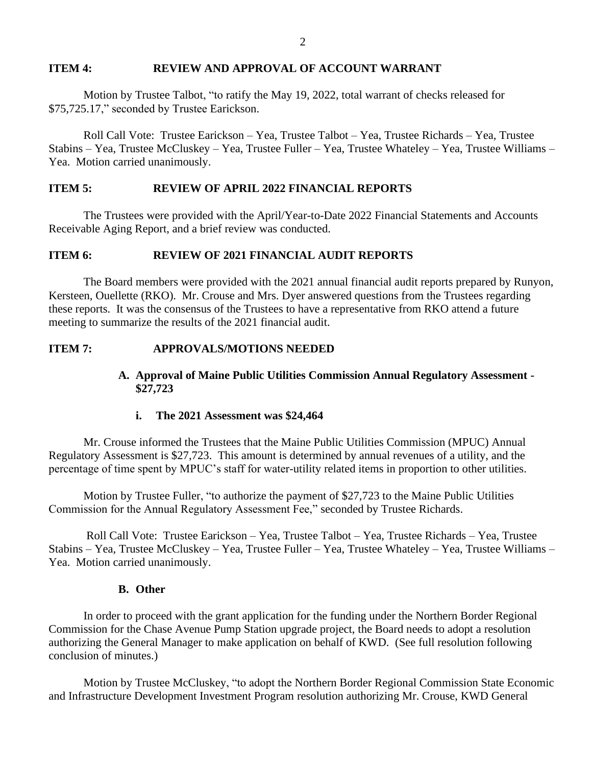**ITEM 4: REVIEW AND APPROVAL OF ACCOUNT WARRANT**

Motion by Trustee Talbot, "to ratify the May 19, 2022, total warrant of checks released for $75,725.17," seconded by Trustee Earickson.

Roll Call Vote: Trustee Earickson – Yea, Trustee Talbot – Yea, Trustee Richards – Yea, Trustee Stabins – Yea, Trustee McCluskey – Yea, Trustee Fuller – Yea, Trustee Whateley – Yea, Trustee Williams – Yea. Motion carried unanimously.

**ITEM 5: REVIEW OF APRIL 2022 FINANCIAL REPORTS**

The Trustees were provided with the April/Year-to-Date 2022 Financial Statements and Accounts Receivable Aging Report, and a brief review was conducted.

**ITEM 6: REVIEW OF 2021 FINANCIAL AUDIT REPORTS**

The Board members were provided with the 2021 annual financial audit reports prepared by Runyon, Kersteen, Ouellette (RKO). Mr. Crouse and Mrs. Dyer answered questions from the Trustees regarding these reports. It was the consensus of the Trustees to have a representative from RKO attend a future meeting to summarize the results of the 2021 financial audit.

**ITEM 7: APPROVALS/MOTIONS NEEDED**

**A. Approval of Maine Public Utilities Commission Annual Regulatory Assessment - $27,723**

**i. The 2021 Assessment was $24,464**

Mr. Crouse informed the Trustees that the Maine Public Utilities Commission (MPUC) Annual Regulatory Assessment is $27,723. This amount is determined by annual revenues of a utility, and the percentage of time spent by MPUC's staff for water-utility related items in proportion to other utilities.

Motion by Trustee Fuller, "to authorize the payment of $27,723 to the Maine Public Utilities Commission for the Annual Regulatory Assessment Fee," seconded by Trustee Richards.

Roll Call Vote: Trustee Earickson – Yea, Trustee Talbot – Yea, Trustee Richards – Yea, Trustee Stabins – Yea, Trustee McCluskey – Yea, Trustee Fuller – Yea, Trustee Whateley – Yea, Trustee Williams – Yea. Motion carried unanimously.

**B. Other**

In order to proceed with the grant application for the funding under the Northern Border Regional Commission for the Chase Avenue Pump Station upgrade project, the Board needs to adopt a resolution authorizing the General Manager to make application on behalf of KWD. (See full resolution following conclusion of minutes.)

Motion by Trustee McCluskey, "to adopt the Northern Border Regional Commission State Economic and Infrastructure Development Investment Program resolution authorizing Mr. Crouse, KWD General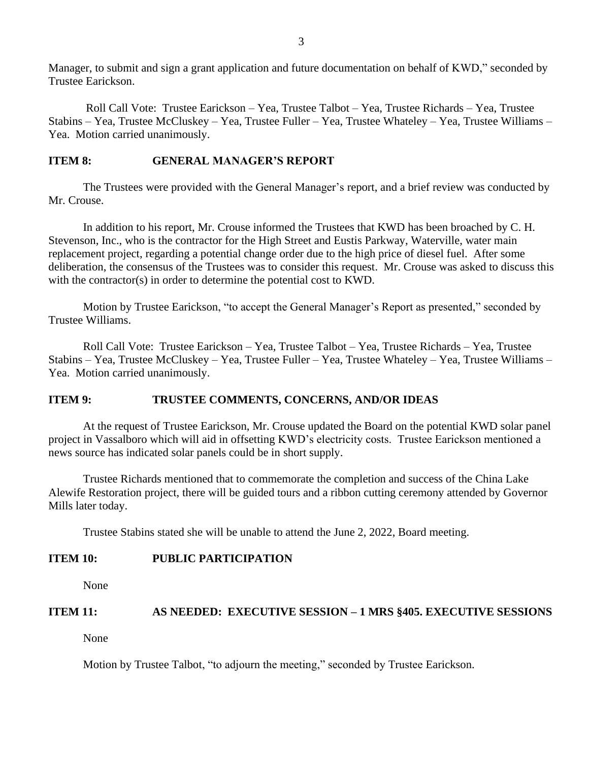Manager, to submit and sign a grant application and future documentation on behalf of KWD," seconded by Trustee Earickson.

Roll Call Vote: Trustee Earickson – Yea, Trustee Talbot – Yea, Trustee Richards – Yea, Trustee Stabins – Yea, Trustee McCluskey – Yea, Trustee Fuller – Yea, Trustee Whateley – Yea, Trustee Williams – Yea. Motion carried unanimously.

**ITEM 8: GENERAL MANAGER'S REPORT**

The Trustees were provided with the General Manager's report, and a brief review was conducted by Mr. Crouse.

In addition to his report, Mr. Crouse informed the Trustees that KWD has been broached by C. H. Stevenson, Inc., who is the contractor for the High Street and Eustis Parkway, Waterville, water main replacement project, regarding a potential change order due to the high price of diesel fuel. After some deliberation, the consensus of the Trustees was to consider this request. Mr. Crouse was asked to discuss this with the contractor(s) in order to determine the potential cost to KWD.

Motion by Trustee Earickson, "to accept the General Manager's Report as presented," seconded by Trustee Williams.

Roll Call Vote: Trustee Earickson – Yea, Trustee Talbot – Yea, Trustee Richards – Yea, Trustee Stabins – Yea, Trustee McCluskey – Yea, Trustee Fuller – Yea, Trustee Whateley – Yea, Trustee Williams – Yea. Motion carried unanimously.

**ITEM 9: TRUSTEE COMMENTS, CONCERNS, AND/OR IDEAS**

At the request of Trustee Earickson, Mr. Crouse updated the Board on the potential KWD solar panel project in Vassalboro which will aid in offsetting KWD's electricity costs. Trustee Earickson mentioned a news source has indicated solar panels could be in short supply.

Trustee Richards mentioned that to commemorate the completion and success of the China Lake Alewife Restoration project, there will be guided tours and a ribbon cutting ceremony attended by Governor Mills later today.

Trustee Stabins stated she will be unable to attend the June 2, 2022, Board meeting.

**ITEM 10: PUBLIC PARTICIPATION**

None

**ITEM 11: AS NEEDED: EXECUTIVE SESSION – 1 MRS §405. EXECUTIVE SESSIONS**

None

Motion by Trustee Talbot, "to adjourn the meeting," seconded by Trustee Earickson.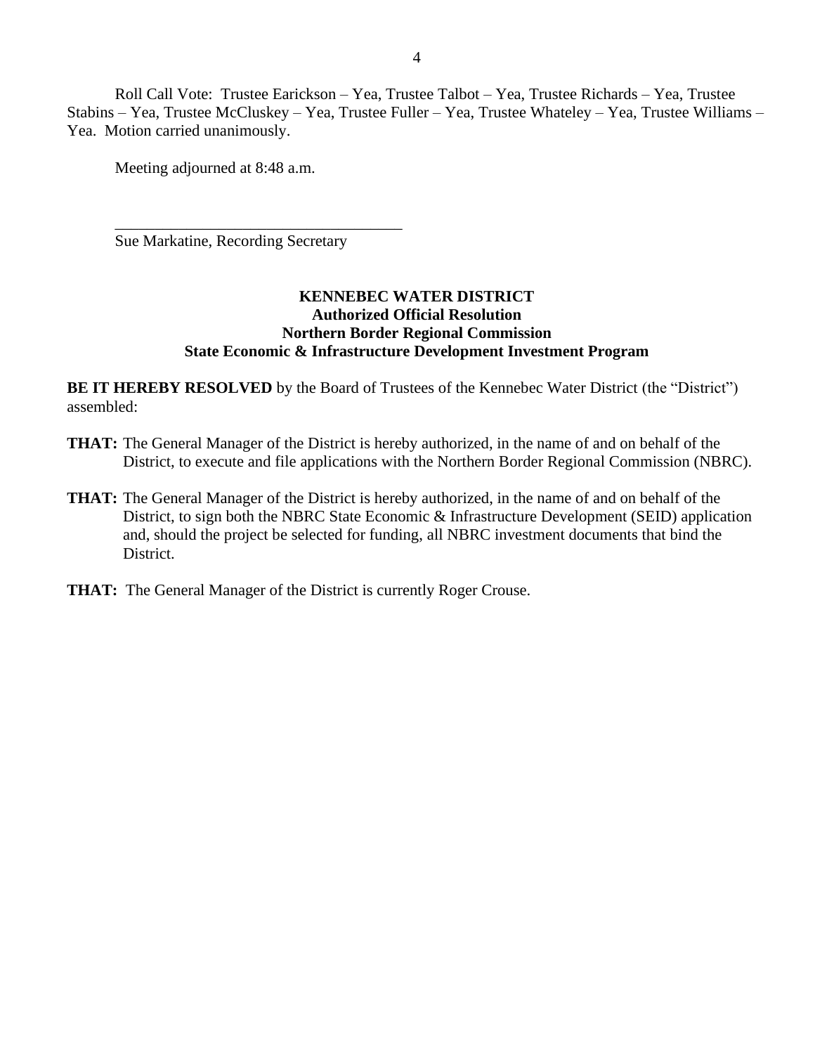Roll Call Vote: Trustee Earickson – Yea, Trustee Talbot – Yea, Trustee Richards – Yea, Trustee Stabins – Yea, Trustee McCluskey – Yea, Trustee Fuller – Yea, Trustee Whateley – Yea, Trustee Williams – Yea. Motion carried unanimously.

Meeting adjourned at 8:48 a.m.

_____________________________________
Sue Markatine, Recording Secretary

**KENNEBEC WATER DISTRICT**
**Authorized Official Resolution**
**Northern Border Regional Commission**
**State Economic & Infrastructure Development Investment Program**

**BE IT HEREBY RESOLVED** by the Board of Trustees of the Kennebec Water District (the "District") assembled:

**THAT:** The General Manager of the District is hereby authorized, in the name of and on behalf of the District, to execute and file applications with the Northern Border Regional Commission (NBRC).

**THAT:** The General Manager of the District is hereby authorized, in the name of and on behalf of the District, to sign both the NBRC State Economic & Infrastructure Development (SEID) application and, should the project be selected for funding, all NBRC investment documents that bind the District.

**THAT:** The General Manager of the District is currently Roger Crouse.